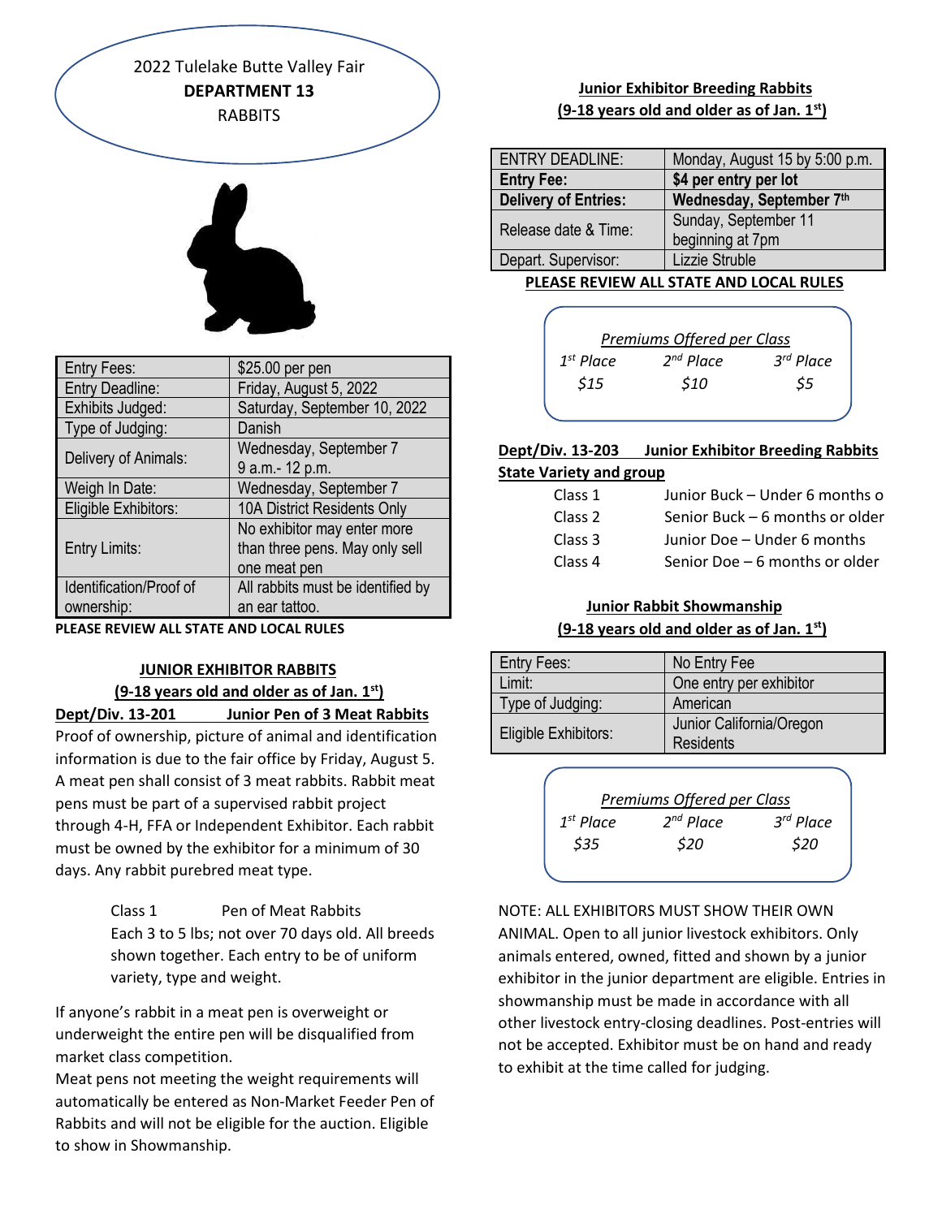# 2022 Tulelake Butte Valley Fair

## DEPARTMENT 13

RABBITS

| Entry Fees: | $25.00 per pen |
|---|---|
| Entry Deadline: | Friday, August 5, 2022 |
| Exhibits Judged: | Saturday, September 10, 2022 |
| Type of Judging: | Danish |
| Delivery of Animals: | Wednesday, September 7 9 a.m.- 12 p.m. |
| Weigh In Date: | Wednesday, September 7 |
| Eligible Exhibitors: | 10A District Residents Only |
| Entry Limits: | No exhibitor may enter more than three pens. May only sell one meat pen |
| Identification/Proof of ownership: | All rabbits must be identified by an ear tattoo. |

**PLEASE REVIEW ALL STATE AND LOCAL RULES**

### JUNIOR EXHIBITOR RABBITS

**(9-18 years old and older as of Jan. 1st)**

**Dept/Div. 13-201 Junior Pen of 3 Meat Rabbits**

Proof of ownership, picture of animal and identification information is due to the fair office by Friday, August 5. A meat pen shall consist of 3 meat rabbits. Rabbit meat pens must be part of a supervised rabbit project through 4-H, FFA or Independent Exhibitor. Each rabbit must be owned by the exhibitor for a minimum of 30 days. Any rabbit purebred meat type.

Class 1 Pen of Meat Rabbits
Each 3 to 5 lbs; not over 70 days old. All breeds shown together. Each entry to be of uniform variety, type and weight.

If anyone's rabbit in a meat pen is overweight or underweight the entire pen will be disqualified from market class competition.

Meat pens not meeting the weight requirements will automatically be entered as Non-Market Feeder Pen of Rabbits and will not be eligible for the auction. Eligible to show in Showmanship.

### Junior Exhibitor Breeding Rabbits

**(9-18 years old and older as of Jan. 1st)**

| ENTRY DEADLINE: | Monday, August 15 by 5:00 p.m. |
|---|---|
| **Entry Fee:** | **$4 per entry per lot** |
| **Delivery of Entries:** | **Wednesday, September 7th** |
| Release date & Time: | Sunday, September 11 beginning at 7pm |
| Depart. Supervisor: | Lizzie Struble |

**PLEASE REVIEW ALL STATE AND LOCAL RULES**

*Premiums Offered per Class*

| *1st Place* | *2nd Place* | *3rd Place* |
|---|---|---|
| *$15* | *$10* | *$5* |

**Dept/Div. 13-203 Junior Exhibitor Breeding Rabbits**

**State Variety and group**

| | |
|---|---|
| Class 1 | Junior Buck – Under 6 months o |
| Class 2 | Senior Buck – 6 months or older |
| Class 3 | Junior Doe – Under 6 months |
| Class 4 | Senior Doe – 6 months or older |

### Junior Rabbit Showmanship

**(9-18 years old and older as of Jan. 1st)**

| Entry Fees: | No Entry Fee |
|---|---|
| Limit: | One entry per exhibitor |
| Type of Judging: | American |
| Eligible Exhibitors: | Junior California/Oregon Residents |

*Premiums Offered per Class*

| *1st Place* | *2nd Place* | *3rd Place* |
|---|---|---|
| *$35* | *$20* | *$20* |

NOTE: ALL EXHIBITORS MUST SHOW THEIR OWN ANIMAL. Open to all junior livestock exhibitors. Only animals entered, owned, fitted and shown by a junior exhibitor in the junior department are eligible. Entries in showmanship must be made in accordance with all other livestock entry-closing deadlines. Post-entries will not be accepted. Exhibitor must be on hand and ready to exhibit at the time called for judging.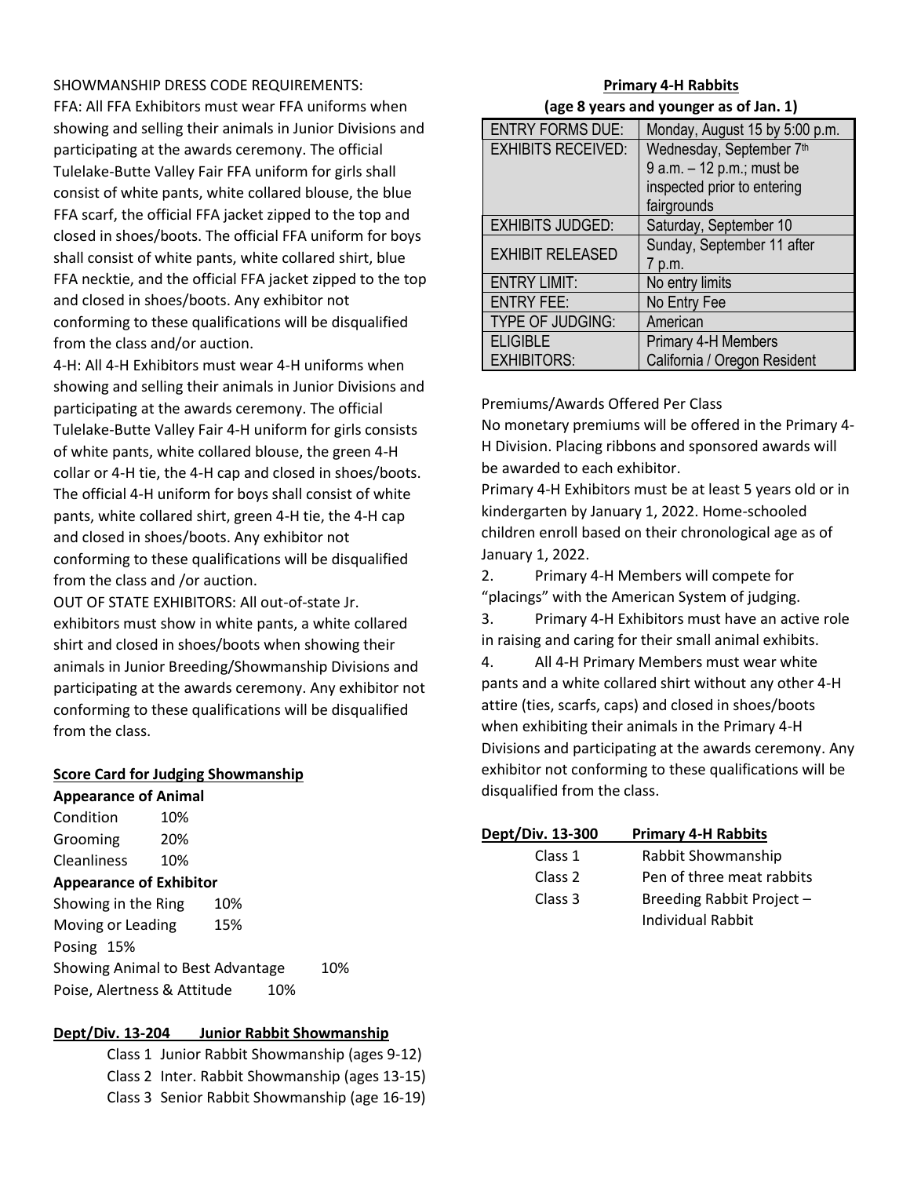SHOWMANSHIP DRESS CODE REQUIREMENTS:

FFA: All FFA Exhibitors must wear FFA uniforms when showing and selling their animals in Junior Divisions and participating at the awards ceremony. The official Tulelake-Butte Valley Fair FFA uniform for girls shall consist of white pants, white collared blouse, the blue FFA scarf, the official FFA jacket zipped to the top and closed in shoes/boots. The official FFA uniform for boys shall consist of white pants, white collared shirt, blue FFA necktie, and the official FFA jacket zipped to the top and closed in shoes/boots. Any exhibitor not conforming to these qualifications will be disqualified from the class and/or auction.

4-H: All 4-H Exhibitors must wear 4-H uniforms when showing and selling their animals in Junior Divisions and participating at the awards ceremony. The official Tulelake-Butte Valley Fair 4-H uniform for girls consists of white pants, white collared blouse, the green 4-H collar or 4-H tie, the 4-H cap and closed in shoes/boots. The official 4-H uniform for boys shall consist of white pants, white collared shirt, green 4-H tie, the 4-H cap and closed in shoes/boots. Any exhibitor not conforming to these qualifications will be disqualified from the class and /or auction.

OUT OF STATE EXHIBITORS: All out-of-state Jr. exhibitors must show in white pants, a white collared shirt and closed in shoes/boots when showing their animals in Junior Breeding/Showmanship Divisions and participating at the awards ceremony. Any exhibitor not conforming to these qualifications will be disqualified from the class.

**Score Card for Judging Showmanship**

**Appearance of Animal**

Condition 10%
Grooming 20%
Cleanliness 10%

**Appearance of Exhibitor**

Showing in the Ring 10%
Moving or Leading 15%
Posing 15%
Showing Animal to Best Advantage 10%
Poise, Alertness & Attitude 10%

**Dept/Div. 13-204 Junior Rabbit Showmanship**

Class 1 Junior Rabbit Showmanship (ages 9-12)
Class 2 Inter. Rabbit Showmanship (ages 13-15)
Class 3 Senior Rabbit Showmanship (age 16-19)

**Primary 4-H Rabbits**
**(age 8 years and younger as of Jan. 1)**

| | |
|---|---|
| ENTRY FORMS DUE: | Monday, August 15 by 5:00 p.m. |
| EXHIBITS RECEIVED: | Wednesday, September 7th 9 a.m. – 12 p.m.; must be inspected prior to entering fairgrounds |
| EXHIBITS JUDGED: | Saturday, September 10 |
| EXHIBIT RELEASED | Sunday, September 11 after 7 p.m. |
| ENTRY LIMIT: | No entry limits |
| ENTRY FEE: | No Entry Fee |
| TYPE OF JUDGING: | American |
| ELIGIBLE EXHIBITORS: | Primary 4-H Members California / Oregon Resident |

Premiums/Awards Offered Per Class

No monetary premiums will be offered in the Primary 4-H Division. Placing ribbons and sponsored awards will be awarded to each exhibitor.

Primary 4-H Exhibitors must be at least 5 years old or in kindergarten by January 1, 2022. Home-schooled children enroll based on their chronological age as of January 1, 2022.

2. Primary 4-H Members will compete for "placings" with the American System of judging.
3. Primary 4-H Exhibitors must have an active role in raising and caring for their small animal exhibits.
4. All 4-H Primary Members must wear white pants and a white collared shirt without any other 4-H attire (ties, scarfs, caps) and closed in shoes/boots when exhibiting their animals in the Primary 4-H Divisions and participating at the awards ceremony. Any exhibitor not conforming to these qualifications will be disqualified from the class.

**Dept/Div. 13-300 Primary 4-H Rabbits**

Class 1 Rabbit Showmanship
Class 2 Pen of three meat rabbits
Class 3 Breeding Rabbit Project – Individual Rabbit